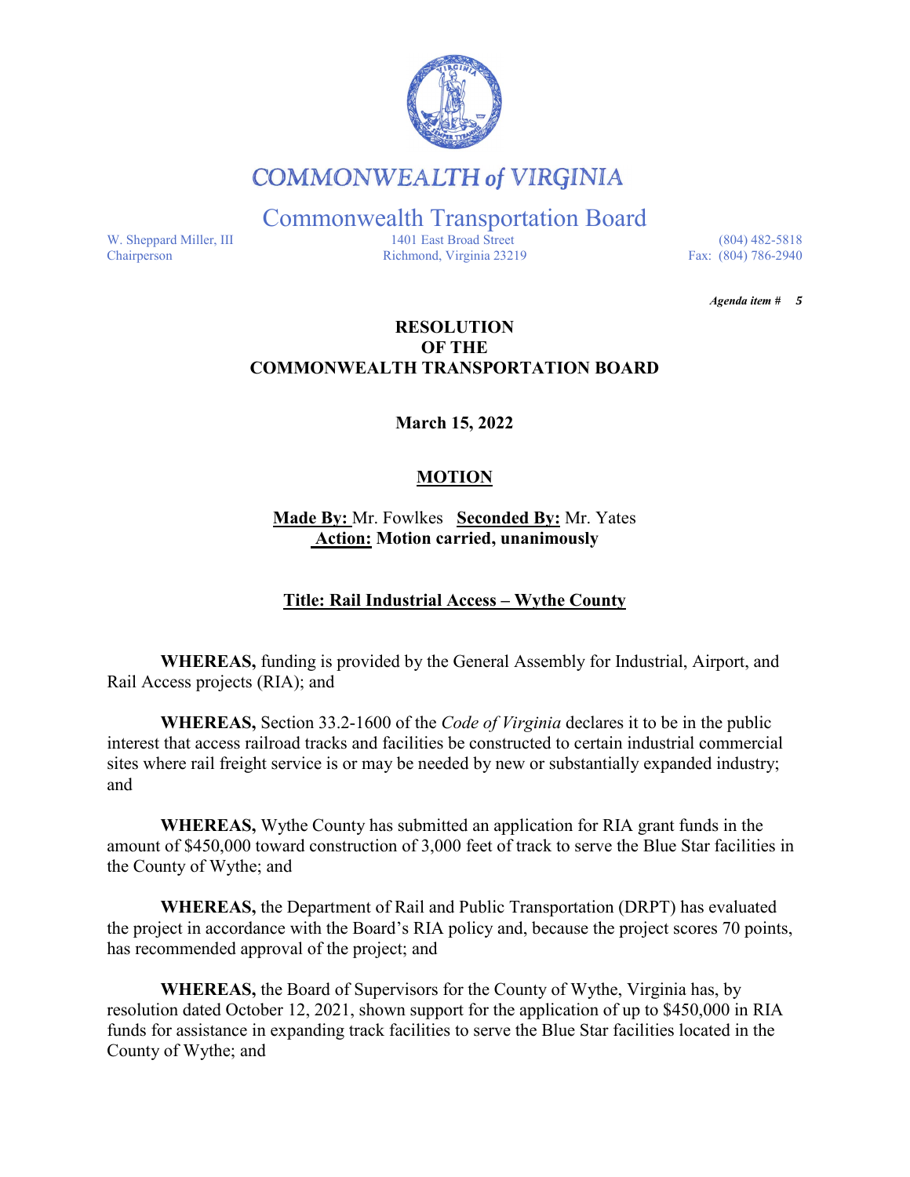# COMMONWEALTH of VIRGINIA

## Commonwealth Transportation Board

W. Sheppard Miller, III
Chairperson

1401 East Broad Street
Richmond, Virginia 23219

(804) 482-5818
Fax: (804) 786-2940

***Agenda item # 5***

**RESOLUTION**
**OF THE**
**COMMONWEALTH TRANSPORTATION BOARD**

**March 15, 2022**

**MOTION**

**Made By:** Mr. Fowlkes **Seconded By:** Mr. Yates
**Action: Motion carried, unanimously**

**Title: Rail Industrial Access – Wythe County**

**WHEREAS,** funding is provided by the General Assembly for Industrial, Airport, and Rail Access projects (RIA); and

**WHEREAS,** Section 33.2-1600 of the *Code of Virginia* declares it to be in the public interest that access railroad tracks and facilities be constructed to certain industrial commercial sites where rail freight service is or may be needed by new or substantially expanded industry; and

**WHEREAS,** Wythe County has submitted an application for RIA grant funds in the amount of $450,000 toward construction of 3,000 feet of track to serve the Blue Star facilities in the County of Wythe; and

**WHEREAS,** the Department of Rail and Public Transportation (DRPT) has evaluated the project in accordance with the Board's RIA policy and, because the project scores 70 points, has recommended approval of the project; and

**WHEREAS,** the Board of Supervisors for the County of Wythe, Virginia has, by resolution dated October 12, 2021, shown support for the application of up to $450,000 in RIA funds for assistance in expanding track facilities to serve the Blue Star facilities located in the County of Wythe; and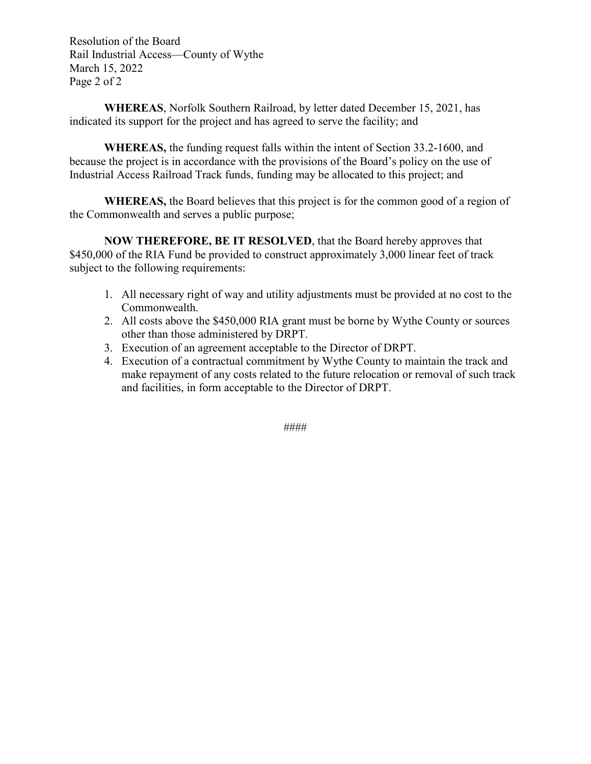**WHEREAS**, Norfolk Southern Railroad, by letter dated December 15, 2021, has indicated its support for the project and has agreed to serve the facility; and

**WHEREAS,** the funding request falls within the intent of Section 33.2-1600, and because the project is in accordance with the provisions of the Board's policy on the use of Industrial Access Railroad Track funds, funding may be allocated to this project; and

**WHEREAS,** the Board believes that this project is for the common good of a region of the Commonwealth and serves a public purpose;

**NOW THEREFORE, BE IT RESOLVED**, that the Board hereby approves that $450,000 of the RIA Fund be provided to construct approximately 3,000 linear feet of track subject to the following requirements:

1. All necessary right of way and utility adjustments must be provided at no cost to the Commonwealth.
2. All costs above the $450,000 RIA grant must be borne by Wythe County or sources other than those administered by DRPT.
3. Execution of an agreement acceptable to the Director of DRPT.
4. Execution of a contractual commitment by Wythe County to maintain the track and make repayment of any costs related to the future relocation or removal of such track and facilities, in form acceptable to the Director of DRPT.

####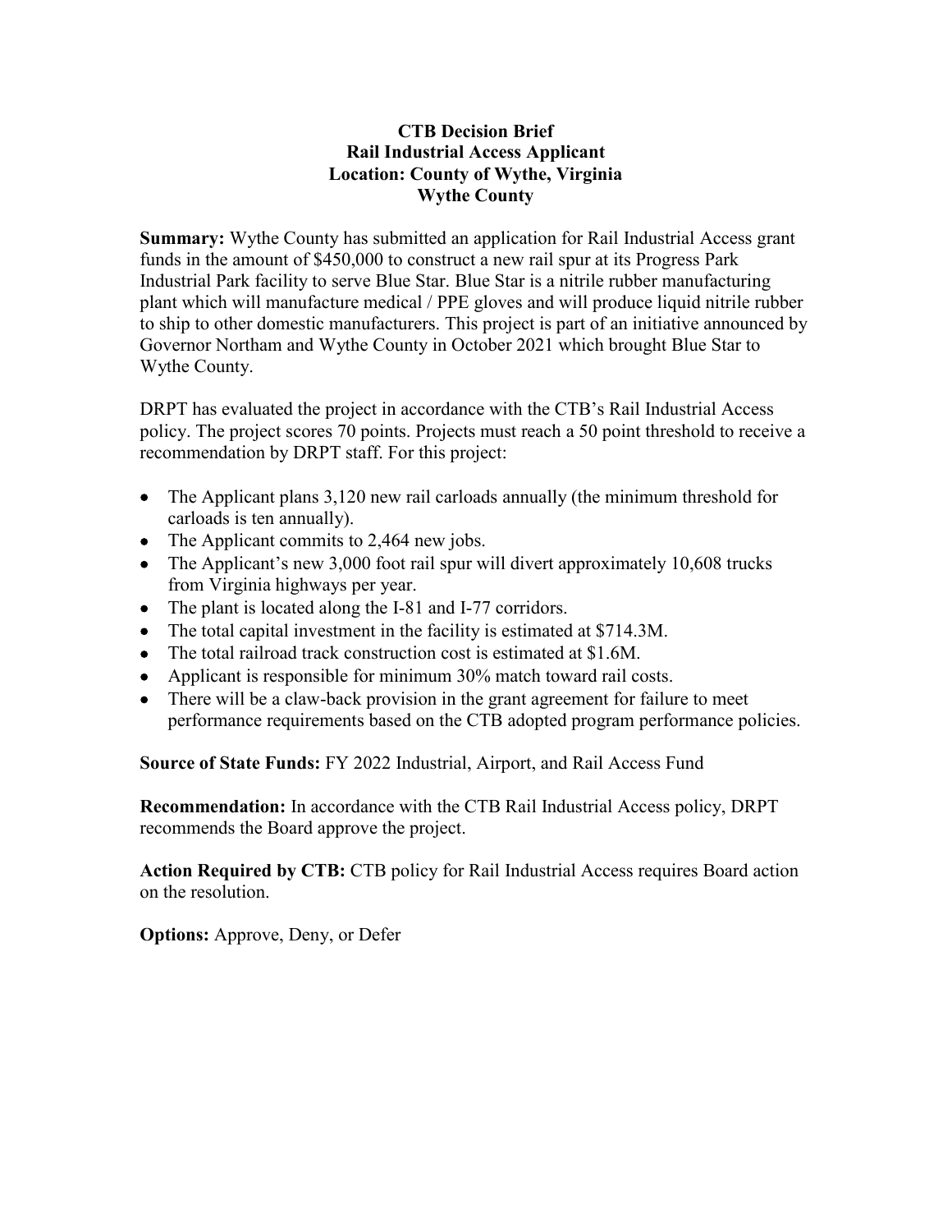**CTB Decision Brief**
**Rail Industrial Access Applicant**
**Location: County of Wythe, Virginia**
**Wythe County**

**Summary:** Wythe County has submitted an application for Rail Industrial Access grant funds in the amount of $450,000 to construct a new rail spur at its Progress Park Industrial Park facility to serve Blue Star. Blue Star is a nitrile rubber manufacturing plant which will manufacture medical / PPE gloves and will produce liquid nitrile rubber to ship to other domestic manufacturers. This project is part of an initiative announced by Governor Northam and Wythe County in October 2021 which brought Blue Star to Wythe County.

DRPT has evaluated the project in accordance with the CTB's Rail Industrial Access policy. The project scores 70 points. Projects must reach a 50 point threshold to receive a recommendation by DRPT staff. For this project:

- The Applicant plans 3,120 new rail carloads annually (the minimum threshold for carloads is ten annually).
- The Applicant commits to 2,464 new jobs.
- The Applicant's new 3,000 foot rail spur will divert approximately 10,608 trucks from Virginia highways per year.
- The plant is located along the I-81 and I-77 corridors.
- The total capital investment in the facility is estimated at $714.3M.
- The total railroad track construction cost is estimated at $1.6M.
- Applicant is responsible for minimum 30% match toward rail costs.
- There will be a claw-back provision in the grant agreement for failure to meet performance requirements based on the CTB adopted program performance policies.

**Source of State Funds:** FY 2022 Industrial, Airport, and Rail Access Fund

**Recommendation:** In accordance with the CTB Rail Industrial Access policy, DRPT recommends the Board approve the project.

**Action Required by CTB:** CTB policy for Rail Industrial Access requires Board action on the resolution.

**Options:** Approve, Deny, or Defer